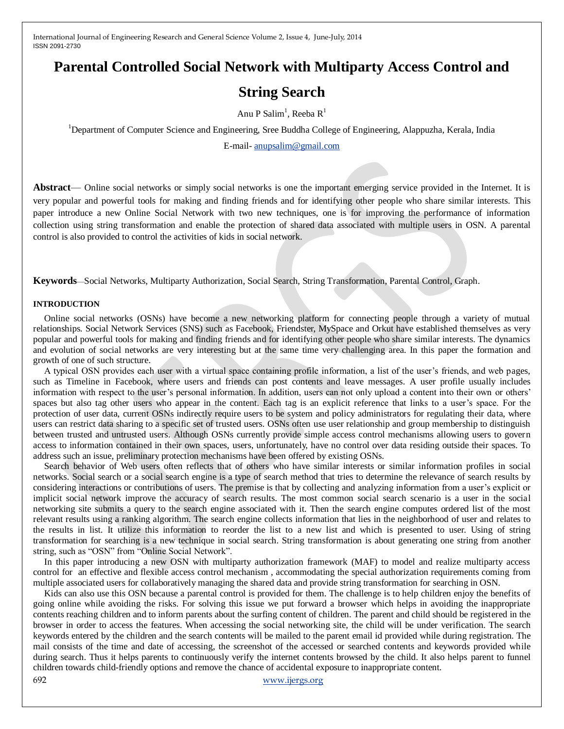# Parental Controlled Social Network with Multiparty Access Control and String Search

Anu P Salim[1], Reeba R[1]

[1]Department of Computer Science and Engineering, Sree Buddha College of Engineering, Alappuzha, Kerala, India

E-mail- anupsalim@gmail.com

**Abstract**— Online social networks or simply social networks is one the important emerging service provided in the Internet. It is very popular and powerful tools for making and finding friends and for identifying other people who share similar interests. This paper introduce a new Online Social Network with two new techniques, one is for improving the performance of information collection using string transformation and enable the protection of shared data associated with multiple users in OSN. A parental control is also provided to control the activities of kids in social network.

**Keywords**—Social Networks, Multiparty Authorization, Social Search, String Transformation, Parental Control, Graph.

## INTRODUCTION

Online social networks (OSNs) have become a new networking platform for connecting people through a variety of mutual relationships. Social Network Services (SNS) such as Facebook, Friendster, MySpace and Orkut have established themselves as very popular and powerful tools for making and finding friends and for identifying other people who share similar interests. The dynamics and evolution of social networks are very interesting but at the same time very challenging area. In this paper the formation and growth of one of such structure.

A typical OSN provides each user with a virtual space containing profile information, a list of the user's friends, and web pages, such as Timeline in Facebook, where users and friends can post contents and leave messages. A user profile usually includes information with respect to the user's personal information. In addition, users can not only upload a content into their own or others' spaces but also tag other users who appear in the content. Each tag is an explicit reference that links to a user's space. For the protection of user data, current OSNs indirectly require users to be system and policy administrators for regulating their data, where users can restrict data sharing to a specific set of trusted users. OSNs often use user relationship and group membership to distinguish between trusted and untrusted users. Although OSNs currently provide simple access control mechanisms allowing users to govern access to information contained in their own spaces, users, unfortunately, have no control over data residing outside their spaces. To address such an issue, preliminary protection mechanisms have been offered by existing OSNs.

Search behavior of Web users often reflects that of others who have similar interests or similar information profiles in social networks. Social search or a social search engine is a type of search method that tries to determine the relevance of search results by considering interactions or contributions of users. The premise is that by collecting and analyzing information from a user's explicit or implicit social network improve the accuracy of search results. The most common social search scenario is a user in the social networking site submits a query to the search engine associated with it. Then the search engine computes ordered list of the most relevant results using a ranking algorithm. The search engine collects information that lies in the neighborhood of user and relates to the results in list. It utilize this information to reorder the list to a new list and which is presented to user. Using of string transformation for searching is a new technique in social search. String transformation is about generating one string from another string, such as "OSN" from "Online Social Network".

In this paper introducing a new OSN with multiparty authorization framework (MAF) to model and realize multiparty access control for an effective and flexible access control mechanism , accommodating the special authorization requirements coming from multiple associated users for collaboratively managing the shared data and provide string transformation for searching in OSN.

Kids can also use this OSN because a parental control is provided for them. The challenge is to help children enjoy the benefits of going online while avoiding the risks. For solving this issue we put forward a browser which helps in avoiding the inappropriate contents reaching children and to inform parents about the surfing content of children. The parent and child should be registered in the browser in order to access the features. When accessing the social networking site, the child will be under verification. The search keywords entered by the children and the search contents will be mailed to the parent email id provided while during registration. The mail consists of the time and date of accessing, the screenshot of the accessed or searched contents and keywords provided while during search. Thus it helps parents to continuously verify the internet contents browsed by the child. It also helps parent to funnel children towards child-friendly options and remove the chance of accidental exposure to inappropriate content.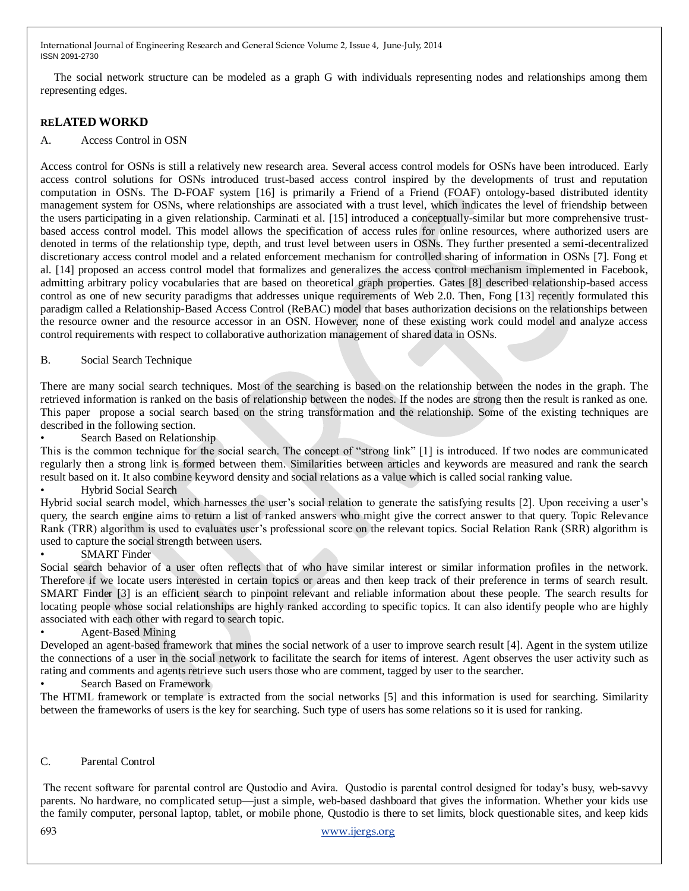The social network structure can be modeled as a graph G with individuals representing nodes and relationships among them representing edges.

## RELATED WORKD

### A. Access Control in OSN

Access control for OSNs is still a relatively new research area. Several access control models for OSNs have been introduced. Early access control solutions for OSNs introduced trust-based access control inspired by the developments of trust and reputation computation in OSNs. The D-FOAF system [16] is primarily a Friend of a Friend (FOAF) ontology-based distributed identity management system for OSNs, where relationships are associated with a trust level, which indicates the level of friendship between the users participating in a given relationship. Carminati et al. [15] introduced a conceptually-similar but more comprehensive trust-based access control model. This model allows the specification of access rules for online resources, where authorized users are denoted in terms of the relationship type, depth, and trust level between users in OSNs. They further presented a semi-decentralized discretionary access control model and a related enforcement mechanism for controlled sharing of information in OSNs [7]. Fong et al. [14] proposed an access control model that formalizes and generalizes the access control mechanism implemented in Facebook, admitting arbitrary policy vocabularies that are based on theoretical graph properties. Gates [8] described relationship-based access control as one of new security paradigms that addresses unique requirements of Web 2.0. Then, Fong [13] recently formulated this paradigm called a Relationship-Based Access Control (ReBAC) model that bases authorization decisions on the relationships between the resource owner and the resource accessor in an OSN. However, none of these existing work could model and analyze access control requirements with respect to collaborative authorization management of shared data in OSNs.

### B. Social Search Technique

There are many social search techniques. Most of the searching is based on the relationship between the nodes in the graph. The retrieved information is ranked on the basis of relationship between the nodes. If the nodes are strong then the result is ranked as one. This paper propose a social search based on the string transformation and the relationship. Some of the existing techniques are described in the following section.

- Search Based on Relationship

This is the common technique for the social search. The concept of "strong link" [1] is introduced. If two nodes are communicated regularly then a strong link is formed between them. Similarities between articles and keywords are measured and rank the search result based on it. It also combine keyword density and social relations as a value which is called social ranking value.

- Hybrid Social Search

Hybrid social search model, which harnesses the user's social relation to generate the satisfying results [2]. Upon receiving a user's query, the search engine aims to return a list of ranked answers who might give the correct answer to that query. Topic Relevance Rank (TRR) algorithm is used to evaluates user's professional score on the relevant topics. Social Relation Rank (SRR) algorithm is used to capture the social strength between users.

- SMART Finder

Social search behavior of a user often reflects that of who have similar interest or similar information profiles in the network. Therefore if we locate users interested in certain topics or areas and then keep track of their preference in terms of search result. SMART Finder [3] is an efficient search to pinpoint relevant and reliable information about these people. The search results for locating people whose social relationships are highly ranked according to specific topics. It can also identify people who are highly associated with each other with regard to search topic.

- Agent-Based Mining

Developed an agent-based framework that mines the social network of a user to improve search result [4]. Agent in the system utilize the connections of a user in the social network to facilitate the search for items of interest. Agent observes the user activity such as rating and comments and agents retrieve such users those who are comment, tagged by user to the searcher.

- Search Based on Framework

The HTML framework or template is extracted from the social networks [5] and this information is used for searching. Similarity between the frameworks of users is the key for searching. Such type of users has some relations so it is used for ranking.

### C. Parental Control

The recent software for parental control are Qustodio and Avira. Qustodio is parental control designed for today's busy, web-savvy parents. No hardware, no complicated setup—just a simple, web-based dashboard that gives the information. Whether your kids use the family computer, personal laptop, tablet, or mobile phone, Qustodio is there to set limits, block questionable sites, and keep kids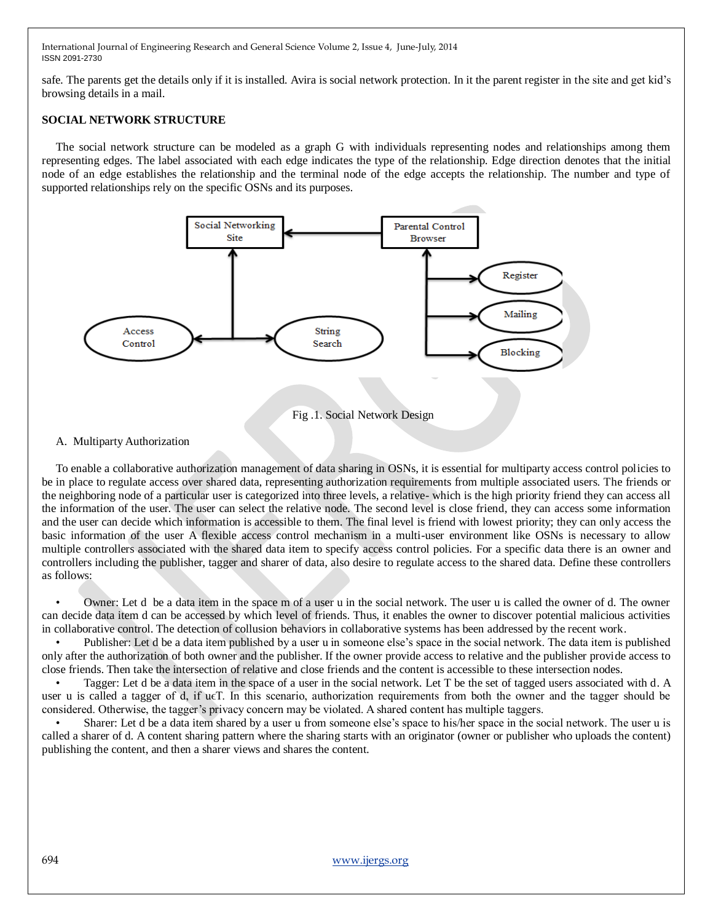safe. The parents get the details only if it is installed. Avira is social network protection. In it the parent register in the site and get kid's browsing details in a mail.

**SOCIAL NETWORK STRUCTURE**

The social network structure can be modeled as a graph G with individuals representing nodes and relationships among them representing edges. The label associated with each edge indicates the type of the relationship. Edge direction denotes that the initial node of an edge establishes the relationship and the terminal node of the edge accepts the relationship. The number and type of supported relationships rely on the specific OSNs and its purposes.

Fig .1. Social Network Design

A. Multiparty Authorization

To enable a collaborative authorization management of data sharing in OSNs, it is essential for multiparty access control policies to be in place to regulate access over shared data, representing authorization requirements from multiple associated users. The friends or the neighboring node of a particular user is categorized into three levels, a relative- which is the high priority friend they can access all the information of the user. The user can select the relative node. The second level is close friend, they can access some information and the user can decide which information is accessible to them. The final level is friend with lowest priority; they can only access the basic information of the user A flexible access control mechanism in a multi-user environment like OSNs is necessary to allow multiple controllers associated with the shared data item to specify access control policies. For a specific data there is an owner and controllers including the publisher, tagger and sharer of data, also desire to regulate access to the shared data. Define these controllers as follows:

- Owner: Let d be a data item in the space m of a user u in the social network. The user u is called the owner of d. The owner can decide data item d can be accessed by which level of friends. Thus, it enables the owner to discover potential malicious activities in collaborative control. The detection of collusion behaviors in collaborative systems has been addressed by the recent work.
- Publisher: Let d be a data item published by a user u in someone else's space in the social network. The data item is published only after the authorization of both owner and the publisher. If the owner provide access to relative and the publisher provide access to close friends. Then take the intersection of relative and close friends and the content is accessible to these intersection nodes.
- Tagger: Let d be a data item in the space of a user in the social network. Let T be the set of tagged users associated with d. A user u is called a tagger of d, if u∈T. In this scenario, authorization requirements from both the owner and the tagger should be considered. Otherwise, the tagger's privacy concern may be violated. A shared content has multiple taggers.
- Sharer: Let d be a data item shared by a user u from someone else's space to his/her space in the social network. The user u is called a sharer of d. A content sharing pattern where the sharing starts with an originator (owner or publisher who uploads the content) publishing the content, and then a sharer views and shares the content.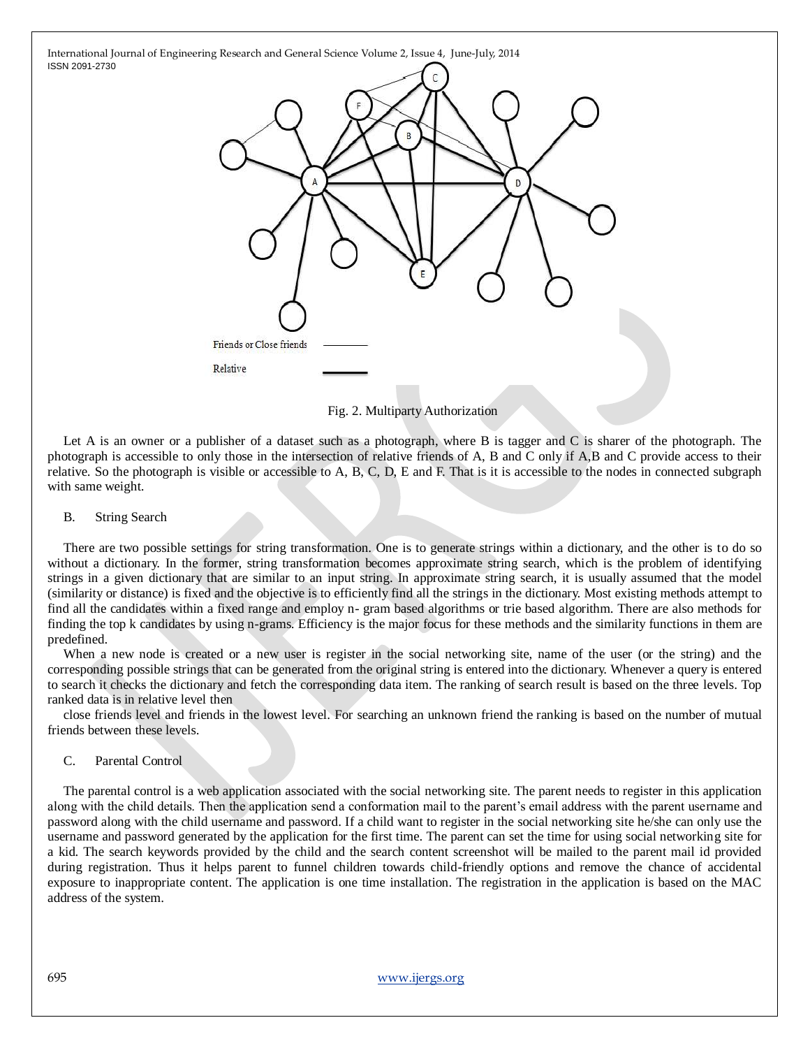Fig. 2. Multiparty Authorization

Let A is an owner or a publisher of a dataset such as a photograph, where B is tagger and C is sharer of the photograph. The photograph is accessible to only those in the intersection of relative friends of A, B and C only if A,B and C provide access to their relative. So the photograph is visible or accessible to A, B, C, D, E and F. That is it is accessible to the nodes in connected subgraph with same weight.

### B. String Search

There are two possible settings for string transformation. One is to generate strings within a dictionary, and the other is to do so without a dictionary. In the former, string transformation becomes approximate string search, which is the problem of identifying strings in a given dictionary that are similar to an input string. In approximate string search, it is usually assumed that the model (similarity or distance) is fixed and the objective is to efficiently find all the strings in the dictionary. Most existing methods attempt to find all the candidates within a fixed range and employ n- gram based algorithms or trie based algorithm. There are also methods for finding the top k candidates by using n-grams. Efficiency is the major focus for these methods and the similarity functions in them are predefined.

When a new node is created or a new user is register in the social networking site, name of the user (or the string) and the corresponding possible strings that can be generated from the original string is entered into the dictionary. Whenever a query is entered to search it checks the dictionary and fetch the corresponding data item. The ranking of search result is based on the three levels. Top ranked data is in relative level then close friends level and friends in the lowest level. For searching an unknown friend the ranking is based on the number of mutual friends between these levels.

### C. Parental Control

The parental control is a web application associated with the social networking site. The parent needs to register in this application along with the child details. Then the application send a conformation mail to the parent's email address with the parent username and password along with the child username and password. If a child want to register in the social networking site he/she can only use the username and password generated by the application for the first time. The parent can set the time for using social networking site for a kid. The search keywords provided by the child and the search content screenshot will be mailed to the parent mail id provided during registration. Thus it helps parent to funnel children towards child-friendly options and remove the chance of accidental exposure to inappropriate content. The application is one time installation. The registration in the application is based on the MAC address of the system.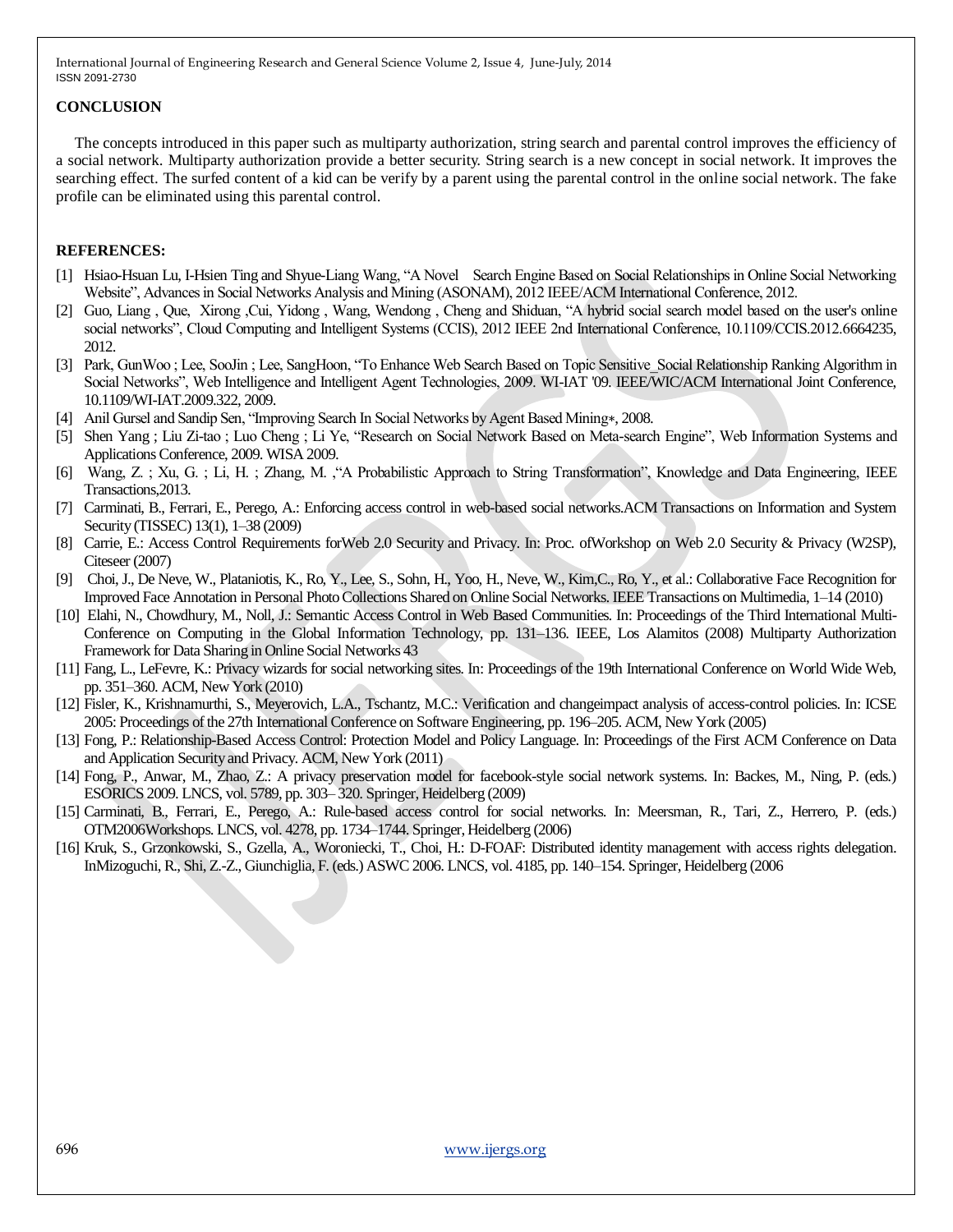## CONCLUSION

The concepts introduced in this paper such as multiparty authorization, string search and parental control improves the efficiency of a social network. Multiparty authorization provide a better security. String search is a new concept in social network. It improves the searching effect. The surfed content of a kid can be verify by a parent using the parental control in the online social network. The fake profile can be eliminated using this parental control.

## REFERENCES:

[1] Hsiao-Hsuan Lu, I-Hsien Ting and Shyue-Liang Wang, "A Novel Search Engine Based on Social Relationships in Online Social Networking Website", Advances in Social Networks Analysis and Mining (ASONAM), 2012 IEEE/ACM International Conference, 2012.

[2] Guo, Liang , Que, Xirong ,Cui, Yidong , Wang, Wendong , Cheng and Shiduan, "A hybrid social search model based on the user's online social networks", Cloud Computing and Intelligent Systems (CCIS), 2012 IEEE 2nd International Conference, 10.1109/CCIS.2012.6664235, 2012.

[3] Park, GunWoo ; Lee, SooJin ; Lee, SangHoon, "To Enhance Web Search Based on Topic Sensitive_Social Relationship Ranking Algorithm in Social Networks", Web Intelligence and Intelligent Agent Technologies, 2009. WI-IAT '09. IEEE/WIC/ACM International Joint Conference, 10.1109/WI-IAT.2009.322, 2009.

[4] Anil Gursel and Sandip Sen, "Improving Search In Social Networks by Agent Based Mining∗, 2008.

[5] Shen Yang ; Liu Zi-tao ; Luo Cheng ; Li Ye, "Research on Social Network Based on Meta-search Engine", Web Information Systems and Applications Conference, 2009. WISA 2009.

[6] Wang, Z. ; Xu, G. ; Li, H. ; Zhang, M. ,"A Probabilistic Approach to String Transformation", Knowledge and Data Engineering, IEEE Transactions,2013.

[7] Carminati, B., Ferrari, E., Perego, A.: Enforcing access control in web-based social networks.ACM Transactions on Information and System Security (TISSEC) 13(1), 1–38 (2009)

[8] Carrie, E.: Access Control Requirements forWeb 2.0 Security and Privacy. In: Proc. ofWorkshop on Web 2.0 Security & Privacy (W2SP), Citeseer (2007)

[9] Choi, J., De Neve, W., Plataniotis, K., Ro, Y., Lee, S., Sohn, H., Yoo, H., Neve, W., Kim,C., Ro, Y., et al.: Collaborative Face Recognition for Improved Face Annotation in Personal Photo Collections Shared on Online Social Networks. IEEE Transactions on Multimedia, 1–14 (2010)

[10] Elahi, N., Chowdhury, M., Noll, J.: Semantic Access Control in Web Based Communities. In: Proceedings of the Third International Multi-Conference on Computing in the Global Information Technology, pp. 131–136. IEEE, Los Alamitos (2008) Multiparty Authorization Framework for Data Sharing in Online Social Networks 43

[11] Fang, L., LeFevre, K.: Privacy wizards for social networking sites. In: Proceedings of the 19th International Conference on World Wide Web, pp. 351–360. ACM, New York (2010)

[12] Fisler, K., Krishnamurthi, S., Meyerovich, L.A., Tschantz, M.C.: Verification and changeimpact analysis of access-control policies. In: ICSE 2005: Proceedings of the 27th International Conference on Software Engineering, pp. 196–205. ACM, New York (2005)

[13] Fong, P.: Relationship-Based Access Control: Protection Model and Policy Language. In: Proceedings of the First ACM Conference on Data and Application Security and Privacy. ACM, New York (2011)

[14] Fong, P., Anwar, M., Zhao, Z.: A privacy preservation model for facebook-style social network systems. In: Backes, M., Ning, P. (eds.) ESORICS 2009. LNCS, vol. 5789, pp. 303– 320. Springer, Heidelberg (2009)

[15] Carminati, B., Ferrari, E., Perego, A.: Rule-based access control for social networks. In: Meersman, R., Tari, Z., Herrero, P. (eds.) OTM2006Workshops. LNCS, vol. 4278, pp. 1734–1744. Springer, Heidelberg (2006)

[16] Kruk, S., Grzonkowski, S., Gzella, A., Woroniecki, T., Choi, H.: D-FOAF: Distributed identity management with access rights delegation. InMizoguchi, R., Shi, Z.-Z., Giunchiglia, F. (eds.) ASWC 2006. LNCS, vol. 4185, pp. 140–154. Springer, Heidelberg (2006